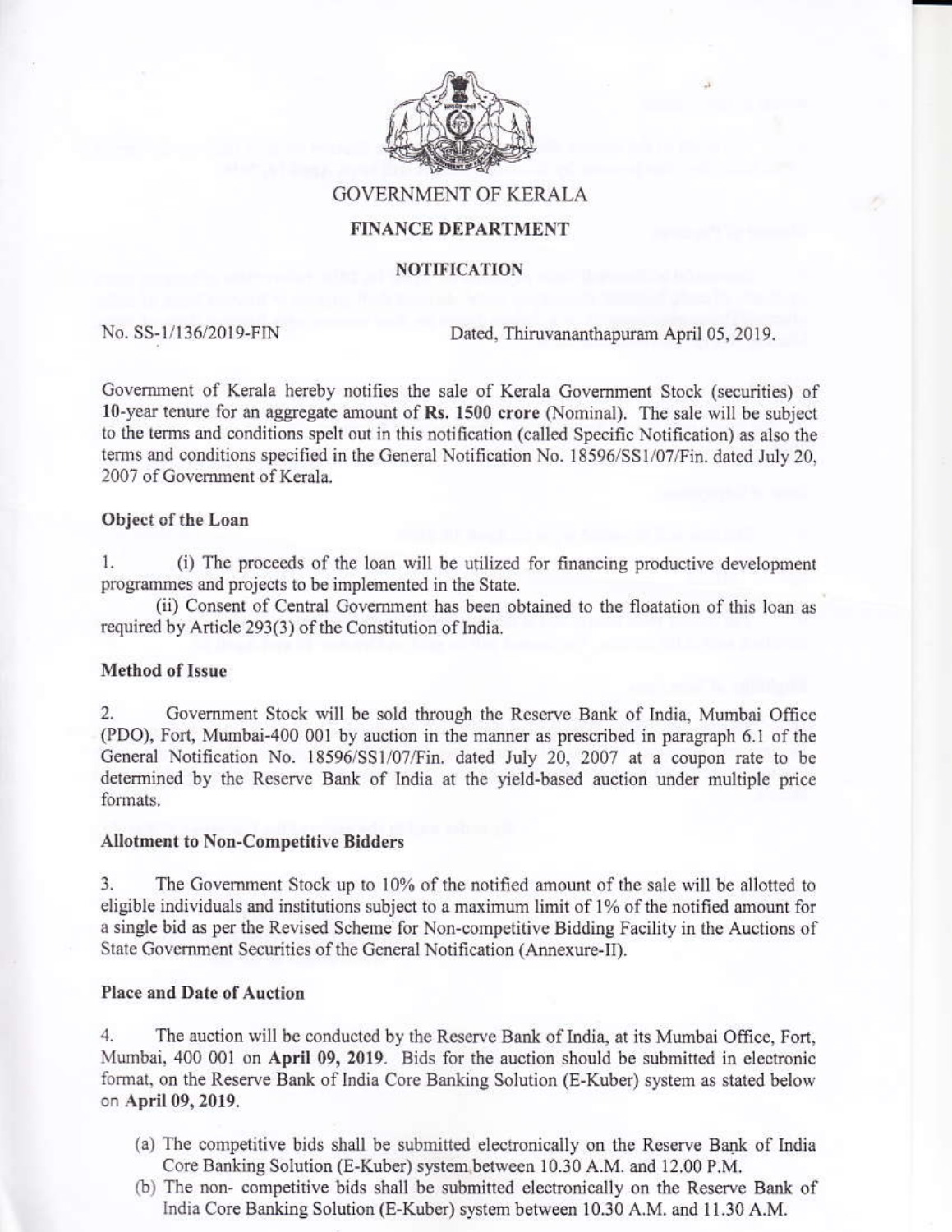# GOVERNMENT OF KERALA

## FINANCE DEPARTMENT

### NOTIFICATION

No. SS-1/136/2019-FIN Dated, Thiruvananthapuram April 05, 2019.

Government of Kerala hereby notifies the sale of Kerala Government Stock (securities) of **10**-year tenure for an aggregate amount of **Rs. 1500 crore** (Nominal). The sale will be subject to the terms and conditions spelt out in this notification (called Specific Notification) as also the terms and conditions specified in the General Notification No. 18596/SS1/07/Fin. dated July 20, 2007 of Government of Kerala.

**Object of the Loan**

1. (i) The proceeds of the loan will be utilized for financing productive development programmes and projects to be implemented in the State.

(ii) Consent of Central Government has been obtained to the floatation of this loan as required by Article 293(3) of the Constitution of India.

**Method of Issue**

2. Government Stock will be sold through the Reserve Bank of India, Mumbai Office (PDO), Fort, Mumbai-400 001 by auction in the manner as prescribed in paragraph 6.1 of the General Notification No. 18596/SS1/07/Fin. dated July 20, 2007 at a coupon rate to be determined by the Reserve Bank of India at the yield-based auction under multiple price formats.

**Allotment to Non-Competitive Bidders**

3. The Government Stock up to 10% of the notified amount of the sale will be allotted to eligible individuals and institutions subject to a maximum limit of 1% of the notified amount for a single bid as per the Revised Scheme for Non-competitive Bidding Facility in the Auctions of State Government Securities of the General Notification (Annexure-II).

**Place and Date of Auction**

4. The auction will be conducted by the Reserve Bank of India, at its Mumbai Office, Fort, Mumbai, 400 001 on **April 09, 2019**. Bids for the auction should be submitted in electronic format, on the Reserve Bank of India Core Banking Solution (E-Kuber) system as stated below on **April 09, 2019**.

(a) The competitive bids shall be submitted electronically on the Reserve Bank of India Core Banking Solution (E-Kuber) system between 10.30 A.M. and 12.00 P.M.

(b) The non- competitive bids shall be submitted electronically on the Reserve Bank of India Core Banking Solution (E-Kuber) system between 10.30 A.M. and 11.30 A.M.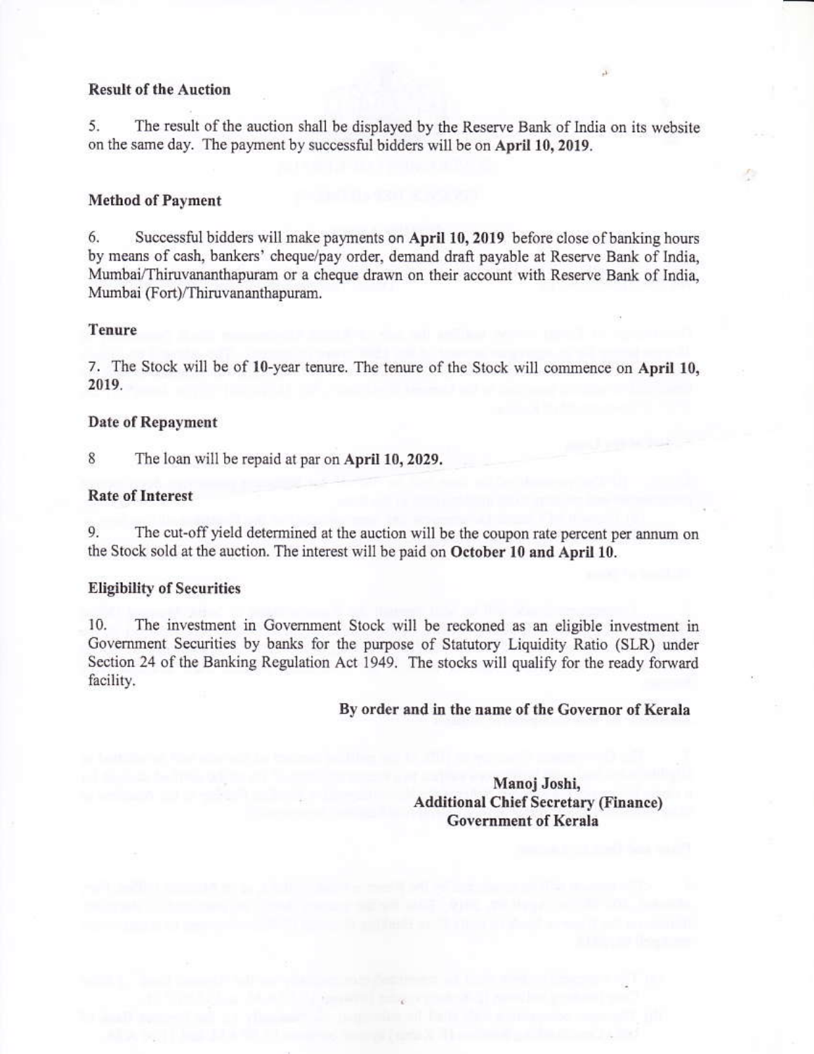### Result of the Auction

5. The result of the auction shall be displayed by the Reserve Bank of India on its website on the same day. The payment by successful bidders will be on **April 10, 2019**.

### Method of Payment

6. Successful bidders will make payments on **April 10, 2019** before close of banking hours by means of cash, bankers' cheque/pay order, demand draft payable at Reserve Bank of India, Mumbai/Thiruvananthapuram or a cheque drawn on their account with Reserve Bank of India, Mumbai (Fort)/Thiruvananthapuram.

### Tenure

7. The Stock will be of 10-year tenure. The tenure of the Stock will commence on **April 10, 2019**.

### Date of Repayment

8 The loan will be repaid at par on **April 10, 2029.**

### Rate of Interest

9. The cut-off yield determined at the auction will be the coupon rate percent per annum on the Stock sold at the auction. The interest will be paid on **October 10 and April 10**.

### Eligibility of Securities

10. The investment in Government Stock will be reckoned as an eligible investment in Government Securities by banks for the purpose of Statutory Liquidity Ratio (SLR) under Section 24 of the Banking Regulation Act 1949. The stocks will qualify for the ready forward facility.

**By order and in the name of the Governor of Kerala**

**Manoj Joshi,**
**Additional Chief Secretary (Finance)**
**Government of Kerala**